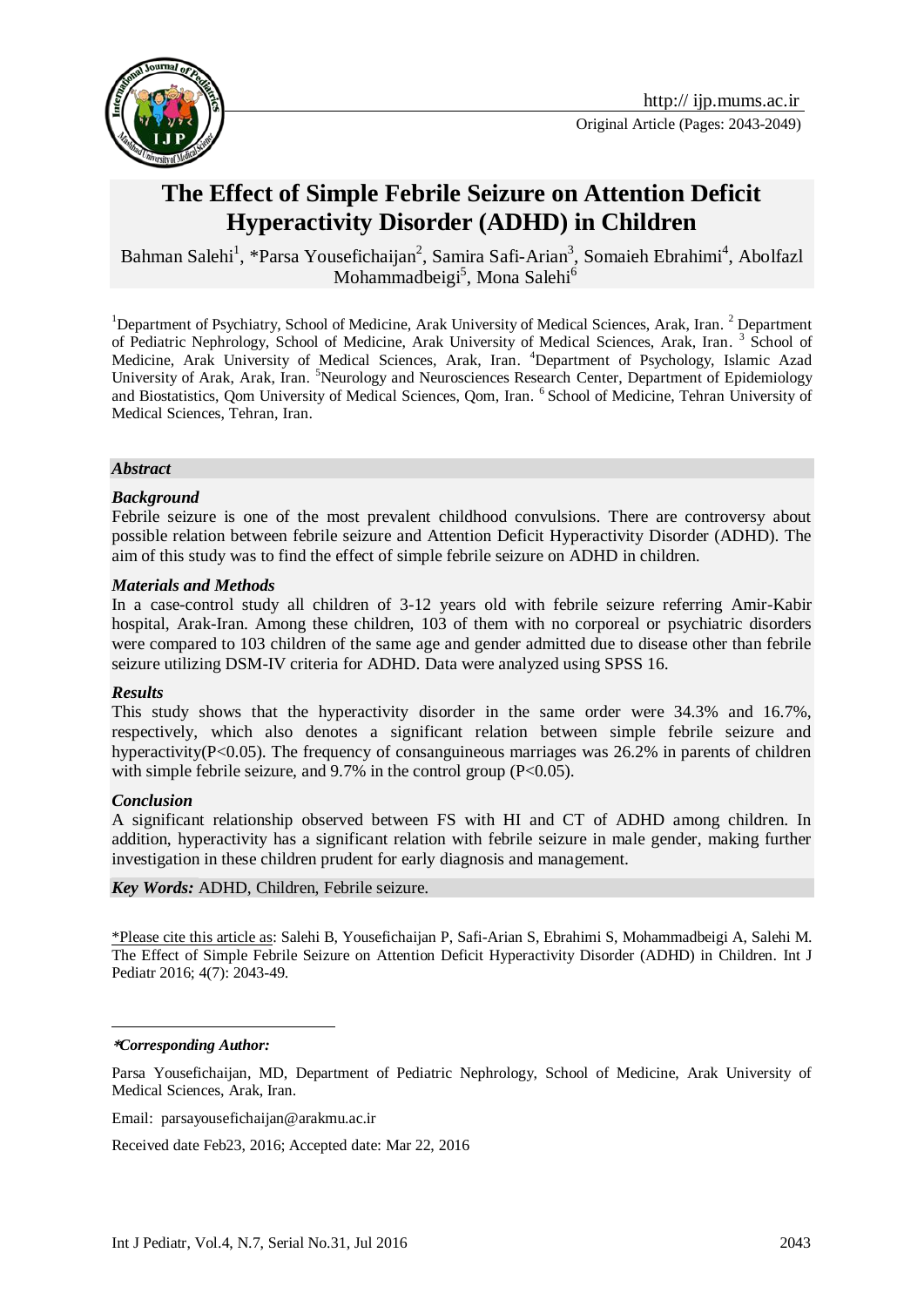Original Article (Pages: 2043-2049)

# The Effect of Simple Febrile Seizure on Attention Deficit Hyperactivity Disorder (ADHD) in Children

Bahman Salehi[1], *Parsa Yousefichaijan[2], Samira Safi-Arian[3], Somaieh Ebrahimi[4], Abolfazl Mohammadbeigi[5], Mona Salehi[6]

[1]Department of Psychiatry, School of Medicine, Arak University of Medical Sciences, Arak, Iran. [2] Department of Pediatric Nephrology, School of Medicine, Arak University of Medical Sciences, Arak, Iran. [3] School of Medicine, Arak University of Medical Sciences, Arak, Iran. [4]Department of Psychology, Islamic Azad University of Arak, Arak, Iran. [5]Neurology and Neurosciences Research Center, Department of Epidemiology and Biostatistics, Qom University of Medical Sciences, Qom, Iran. [6] School of Medicine, Tehran University of Medical Sciences, Tehran, Iran.

## *Abstract*

### *Background*

Febrile seizure is one of the most prevalent childhood convulsions. There are controversy about possible relation between febrile seizure and Attention Deficit Hyperactivity Disorder (ADHD). The aim of this study was to find the effect of simple febrile seizure on ADHD in children.

### *Materials and Methods*

In a case-control study all children of 3-12 years old with febrile seizure referring Amir-Kabir hospital, Arak-Iran. Among these children, 103 of them with no corporeal or psychiatric disorders were compared to 103 children of the same age and gender admitted due to disease other than febrile seizure utilizing DSM-IV criteria for ADHD. Data were analyzed using SPSS 16.

### *Results*

This study shows that the hyperactivity disorder in the same order were 34.3% and 16.7%, respectively, which also denotes a significant relation between simple febrile seizure and hyperactivity($P<0.05$). The frequency of consanguineous marriages was 26.2% in parents of children with simple febrile seizure, and 9.7% in the control group ($P<0.05$).

### *Conclusion*

A significant relationship observed between FS with HI and CT of ADHD among children. In addition, hyperactivity has a significant relation with febrile seizure in male gender, making further investigation in these children prudent for early diagnosis and management.

***Key Words:*** ADHD, Children, Febrile seizure.

*Please cite this article as: Salehi B, Yousefichaijan P, Safi-Arian S, Ebrahimi S, Mohammadbeigi A, Salehi M. The Effect of Simple Febrile Seizure on Attention Deficit Hyperactivity Disorder (ADHD) in Children. Int J Pediatr 2016; 4(7): 2043-49.

---

***Corresponding Author:***

Parsa Yousefichaijan, MD, Department of Pediatric Nephrology, School of Medicine, Arak University of Medical Sciences, Arak, Iran.

Email: parsayousefichaijan@arakmu.ac.ir

Received date Feb23, 2016; Accepted date: Mar 22, 2016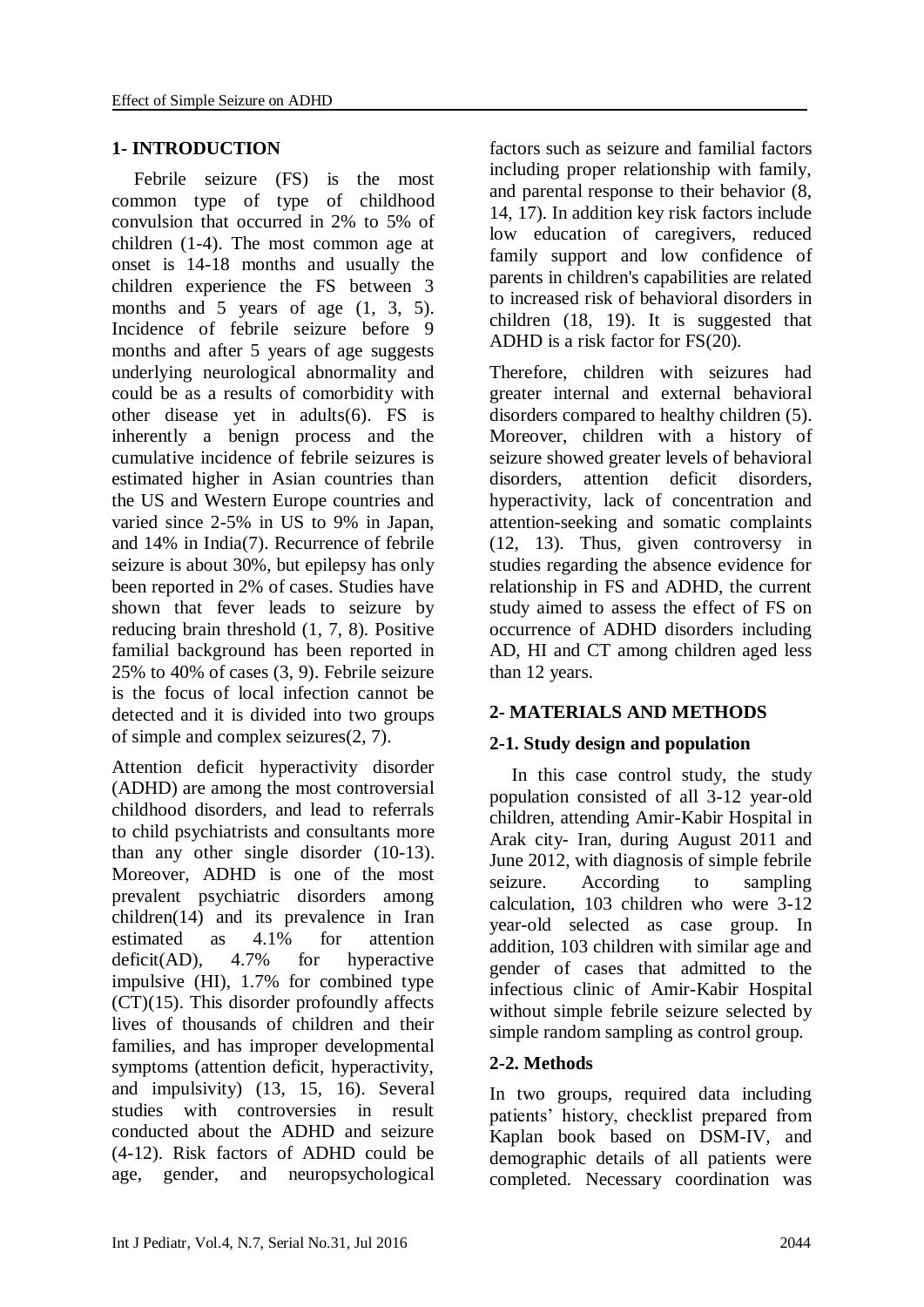## 1- INTRODUCTION

Febrile seizure (FS) is the most common type of type of childhood convulsion that occurred in 2% to 5% of children (1-4). The most common age at onset is 14-18 months and usually the children experience the FS between 3 months and 5 years of age (1, 3, 5). Incidence of febrile seizure before 9 months and after 5 years of age suggests underlying neurological abnormality and could be as a results of comorbidity with other disease yet in adults(6). FS is inherently a benign process and the cumulative incidence of febrile seizures is estimated higher in Asian countries than the US and Western Europe countries and varied since 2-5% in US to 9% in Japan, and 14% in India(7). Recurrence of febrile seizure is about 30%, but epilepsy has only been reported in 2% of cases. Studies have shown that fever leads to seizure by reducing brain threshold (1, 7, 8). Positive familial background has been reported in 25% to 40% of cases (3, 9). Febrile seizure is the focus of local infection cannot be detected and it is divided into two groups of simple and complex seizures(2, 7).

Attention deficit hyperactivity disorder (ADHD) are among the most controversial childhood disorders, and lead to referrals to child psychiatrists and consultants more than any other single disorder (10-13). Moreover, ADHD is one of the most prevalent psychiatric disorders among children(14) and its prevalence in Iran estimated as 4.1% for attention deficit(AD), 4.7% for hyperactive impulsive (HI), 1.7% for combined type (CT)(15). This disorder profoundly affects lives of thousands of children and their families, and has improper developmental symptoms (attention deficit, hyperactivity, and impulsivity) (13, 15, 16). Several studies with controversies in result conducted about the ADHD and seizure (4-12). Risk factors of ADHD could be age, gender, and neuropsychological factors such as seizure and familial factors including proper relationship with family, and parental response to their behavior (8, 14, 17). In addition key risk factors include low education of caregivers, reduced family support and low confidence of parents in children's capabilities are related to increased risk of behavioral disorders in children (18, 19). It is suggested that ADHD is a risk factor for FS(20).

Therefore, children with seizures had greater internal and external behavioral disorders compared to healthy children (5). Moreover, children with a history of seizure showed greater levels of behavioral disorders, attention deficit disorders, hyperactivity, lack of concentration and attention-seeking and somatic complaints (12, 13). Thus, given controversy in studies regarding the absence evidence for relationship in FS and ADHD, the current study aimed to assess the effect of FS on occurrence of ADHD disorders including AD, HI and CT among children aged less than 12 years.

## 2- MATERIALS AND METHODS

### 2-1. Study design and population

In this case control study, the study population consisted of all 3-12 year-old children, attending Amir-Kabir Hospital in Arak city- Iran, during August 2011 and June 2012, with diagnosis of simple febrile seizure. According to sampling calculation, 103 children who were 3-12 year-old selected as case group. In addition, 103 children with similar age and gender of cases that admitted to the infectious clinic of Amir-Kabir Hospital without simple febrile seizure selected by simple random sampling as control group.

### 2-2. Methods

In two groups, required data including patients' history, checklist prepared from Kaplan book based on DSM-IV, and demographic details of all patients were completed. Necessary coordination was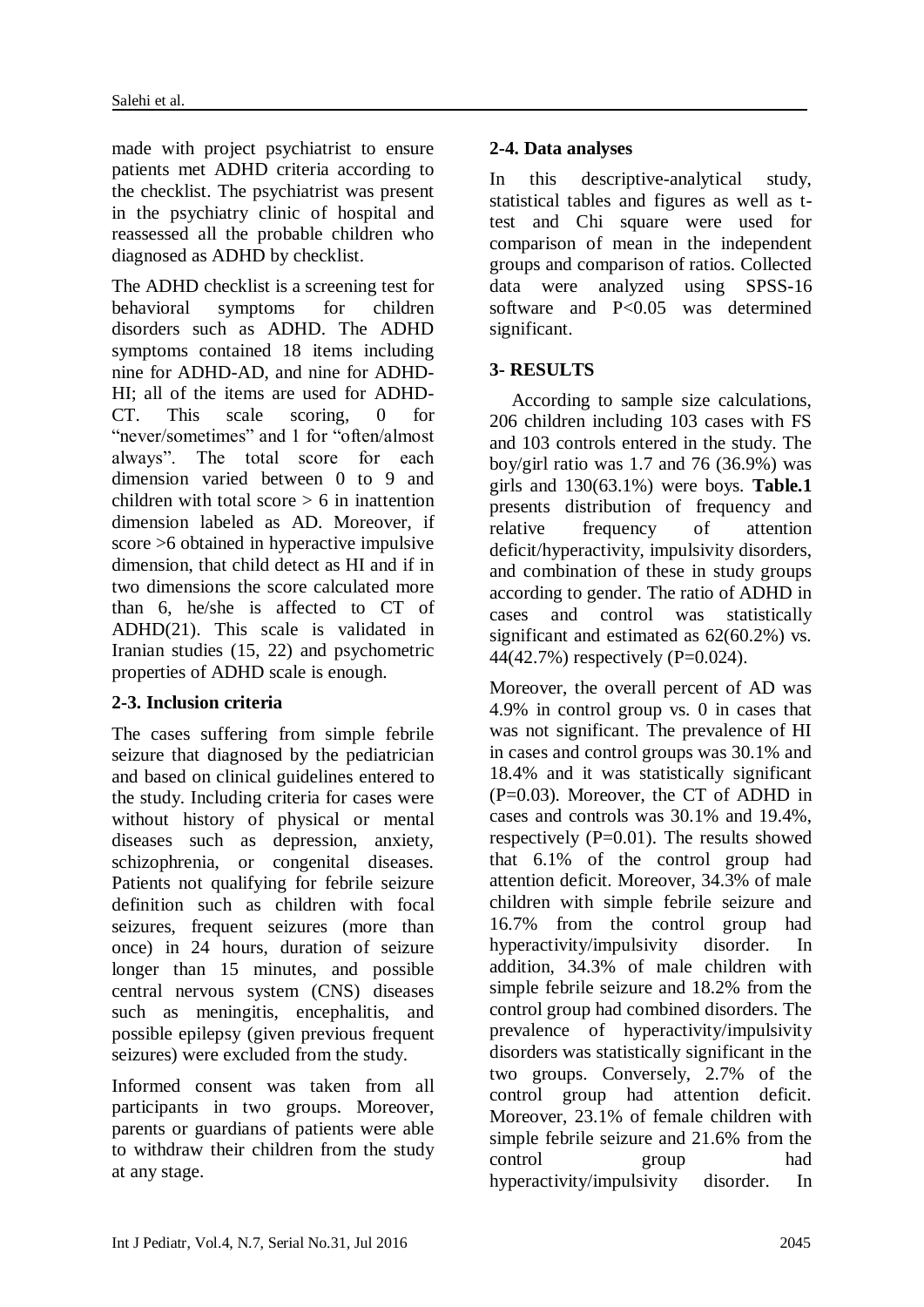made with project psychiatrist to ensure patients met ADHD criteria according to the checklist. The psychiatrist was present in the psychiatry clinic of hospital and reassessed all the probable children who diagnosed as ADHD by checklist.

The ADHD checklist is a screening test for behavioral symptoms for children disorders such as ADHD. The ADHD symptoms contained 18 items including nine for ADHD-AD, and nine for ADHD-HI; all of the items are used for ADHD-CT. This scale scoring, 0 for "never/sometimes" and 1 for "often/almost always". The total score for each dimension varied between 0 to 9 and children with total score > 6 in inattention dimension labeled as AD. Moreover, if score >6 obtained in hyperactive impulsive dimension, that child detect as HI and if in two dimensions the score calculated more than 6, he/she is affected to CT of ADHD(21). This scale is validated in Iranian studies (15, 22) and psychometric properties of ADHD scale is enough.

### 2-3. Inclusion criteria

The cases suffering from simple febrile seizure that diagnosed by the pediatrician and based on clinical guidelines entered to the study. Including criteria for cases were without history of physical or mental diseases such as depression, anxiety, schizophrenia, or congenital diseases. Patients not qualifying for febrile seizure definition such as children with focal seizures, frequent seizures (more than once) in 24 hours, duration of seizure longer than 15 minutes, and possible central nervous system (CNS) diseases such as meningitis, encephalitis, and possible epilepsy (given previous frequent seizures) were excluded from the study.

Informed consent was taken from all participants in two groups. Moreover, parents or guardians of patients were able to withdraw their children from the study at any stage.

### 2-4. Data analyses

In this descriptive-analytical study, statistical tables and figures as well as t-test and Chi square were used for comparison of mean in the independent groups and comparison of ratios. Collected data were analyzed using SPSS-16 software and P<0.05 was determined significant.

## 3- RESULTS

According to sample size calculations, 206 children including 103 cases with FS and 103 controls entered in the study. The boy/girl ratio was 1.7 and 76 (36.9%) was girls and 130(63.1%) were boys. **Table.1** presents distribution of frequency and relative frequency of attention deficit/hyperactivity, impulsivity disorders, and combination of these in study groups according to gender. The ratio of ADHD in cases and control was statistically significant and estimated as 62(60.2%) vs. 44(42.7%) respectively (P=0.024).

Moreover, the overall percent of AD was 4.9% in control group vs. 0 in cases that was not significant. The prevalence of HI in cases and control groups was 30.1% and 18.4% and it was statistically significant (P=0.03). Moreover, the CT of ADHD in cases and controls was 30.1% and 19.4%, respectively (P=0.01). The results showed that 6.1% of the control group had attention deficit. Moreover, 34.3% of male children with simple febrile seizure and 16.7% from the control group had hyperactivity/impulsivity disorder. In addition, 34.3% of male children with simple febrile seizure and 18.2% from the control group had combined disorders. The prevalence of hyperactivity/impulsivity disorders was statistically significant in the two groups. Conversely, 2.7% of the control group had attention deficit. Moreover, 23.1% of female children with simple febrile seizure and 21.6% from the control group had hyperactivity/impulsivity disorder. In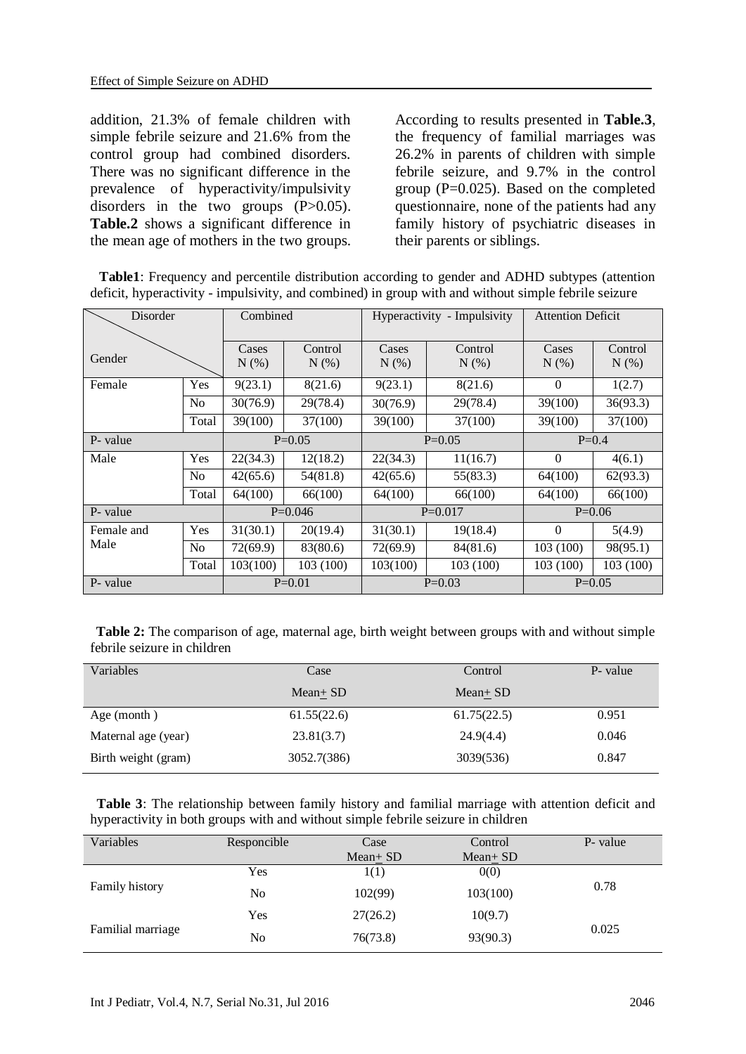addition, 21.3% of female children with simple febrile seizure and 21.6% from the control group had combined disorders. There was no significant difference in the prevalence of hyperactivity/impulsivity disorders in the two groups (P>0.05). **Table.2** shows a significant difference in the mean age of mothers in the two groups.

According to results presented in **Table.3**, the frequency of familial marriages was 26.2% in parents of children with simple febrile seizure, and 9.7% in the control group (P=0.025). Based on the completed questionnaire, none of the patients had any family history of psychiatric diseases in their parents or siblings.

**Table1**: Frequency and percentile distribution according to gender and ADHD subtypes (attention deficit, hyperactivity - impulsivity, and combined) in group with and without simple febrile seizure

| Disorder / Gender | | Combined | | Hyperactivity - Impulsivity | | Attention Deficit | |
|---|---|---|---|---|---|---|---|
| | | Cases N (%) | Control N (%) | Cases N (%) | Control N (%) | Cases N (%) | Control N (%) |
| Female | Yes | 9(23.1) | 8(21.6) | 9(23.1) | 8(21.6) | 0 | 1(2.7) |
| | No | 30(76.9) | 29(78.4) | 30(76.9) | 29(78.4) | 39(100) | 36(93.3) |
| | Total | 39(100) | 37(100) | 39(100) | 37(100) | 39(100) | 37(100) |
| P- value | | P=0.05 | | P=0.05 | | P=0.4 | |
| Male | Yes | 22(34.3) | 12(18.2) | 22(34.3) | 11(16.7) | 0 | 4(6.1) |
| | No | 42(65.6) | 54(81.8) | 42(65.6) | 55(83.3) | 64(100) | 62(93.3) |
| | Total | 64(100) | 66(100) | 64(100) | 66(100) | 64(100) | 66(100) |
| P- value | | P=0.046 | | P=0.017 | | P=0.06 | |
| Female and Male | Yes | 31(30.1) | 20(19.4) | 31(30.1) | 19(18.4) | 0 | 5(4.9) |
| | No | 72(69.9) | 83(80.6) | 72(69.9) | 84(81.6) | 103 (100) | 98(95.1) |
| | Total | 103(100) | 103 (100) | 103(100) | 103 (100) | 103 (100) | 103 (100) |
| P- value | | P=0.01 | | P=0.03 | | P=0.05 | |

**Table 2:** The comparison of age, maternal age, birth weight between groups with and without simple febrile seizure in children

| Variables | Case Mean± SD | Control Mean± SD | P- value |
|---|---|---|---|
| Age (month ) | 61.55(22.6) | 61.75(22.5) | 0.951 |
| Maternal age (year) | 23.81(3.7) | 24.9(4.4) | 0.046 |
| Birth weight (gram) | 3052.7(386) | 3039(536) | 0.847 |

**Table 3**: The relationship between family history and familial marriage with attention deficit and hyperactivity in both groups with and without simple febrile seizure in children

| Variables | Responcible | Case Mean± SD | Control Mean± SD | P- value |
|---|---|---|---|---|
| Family history | Yes | 1(1) | 0(0) | 0.78 |
| | No | 102(99) | 103(100) | |
| Familial marriage | Yes | 27(26.2) | 10(9.7) | 0.025 |
| | No | 76(73.8) | 93(90.3) | |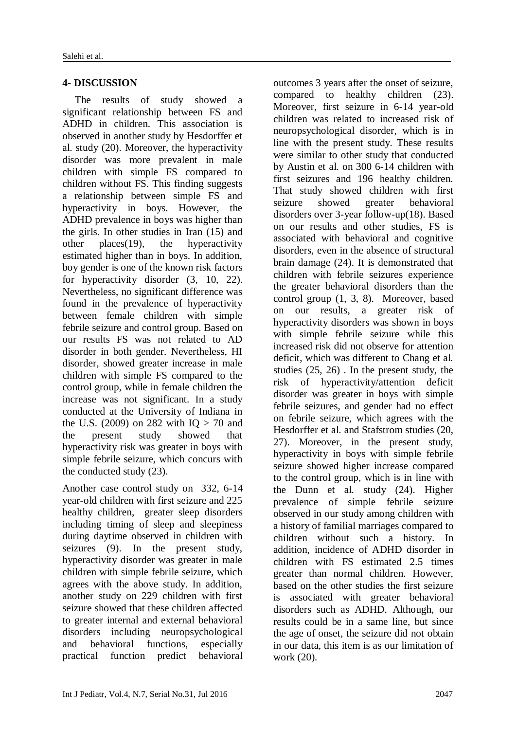### 4- DISCUSSION

The results of study showed a significant relationship between FS and ADHD in children. This association is observed in another study by Hesdorffer et al. study (20). Moreover, the hyperactivity disorder was more prevalent in male children with simple FS compared to children without FS. This finding suggests a relationship between simple FS and hyperactivity in boys. However, the ADHD prevalence in boys was higher than the girls. In other studies in Iran (15) and other places(19), the hyperactivity estimated higher than in boys. In addition, boy gender is one of the known risk factors for hyperactivity disorder (3, 10, 22). Nevertheless, no significant difference was found in the prevalence of hyperactivity between female children with simple febrile seizure and control group. Based on our results FS was not related to AD disorder in both gender. Nevertheless, HI disorder, showed greater increase in male children with simple FS compared to the control group, while in female children the increase was not significant. In a study conducted at the University of Indiana in the U.S. (2009) on 282 with IQ > 70 and the present study showed that hyperactivity risk was greater in boys with simple febrile seizure, which concurs with the conducted study (23).

Another case control study on 332, 6-14 year-old children with first seizure and 225 healthy children, greater sleep disorders including timing of sleep and sleepiness during daytime observed in children with seizures (9). In the present study, hyperactivity disorder was greater in male children with simple febrile seizure, which agrees with the above study. In addition, another study on 229 children with first seizure showed that these children affected to greater internal and external behavioral disorders including neuropsychological and behavioral functions, especially practical function predict behavioral outcomes 3 years after the onset of seizure, compared to healthy children (23). Moreover, first seizure in 6-14 year-old children was related to increased risk of neuropsychological disorder, which is in line with the present study. These results were similar to other study that conducted by Austin et al. on 300 6-14 children with first seizures and 196 healthy children. That study showed children with first seizure showed greater behavioral disorders over 3-year follow-up(18). Based on our results and other studies, FS is associated with behavioral and cognitive disorders, even in the absence of structural brain damage (24). It is demonstrated that children with febrile seizures experience the greater behavioral disorders than the control group (1, 3, 8). Moreover, based on our results, a greater risk of hyperactivity disorders was shown in boys with simple febrile seizure while this increased risk did not observe for attention deficit, which was different to Chang et al. studies (25, 26) . In the present study, the risk of hyperactivity/attention deficit disorder was greater in boys with simple febrile seizures, and gender had no effect on febrile seizure, which agrees with the Hesdorffer et al. and Stafstrom studies (20, 27). Moreover, in the present study, hyperactivity in boys with simple febrile seizure showed higher increase compared to the control group, which is in line with the Dunn et al. study (24). Higher prevalence of simple febrile seizure observed in our study among children with a history of familial marriages compared to children without such a history. In addition, incidence of ADHD disorder in children with FS estimated 2.5 times greater than normal children. However, based on the other studies the first seizure is associated with greater behavioral disorders such as ADHD. Although, our results could be in a same line, but since the age of onset, the seizure did not obtain in our data, this item is as our limitation of work (20).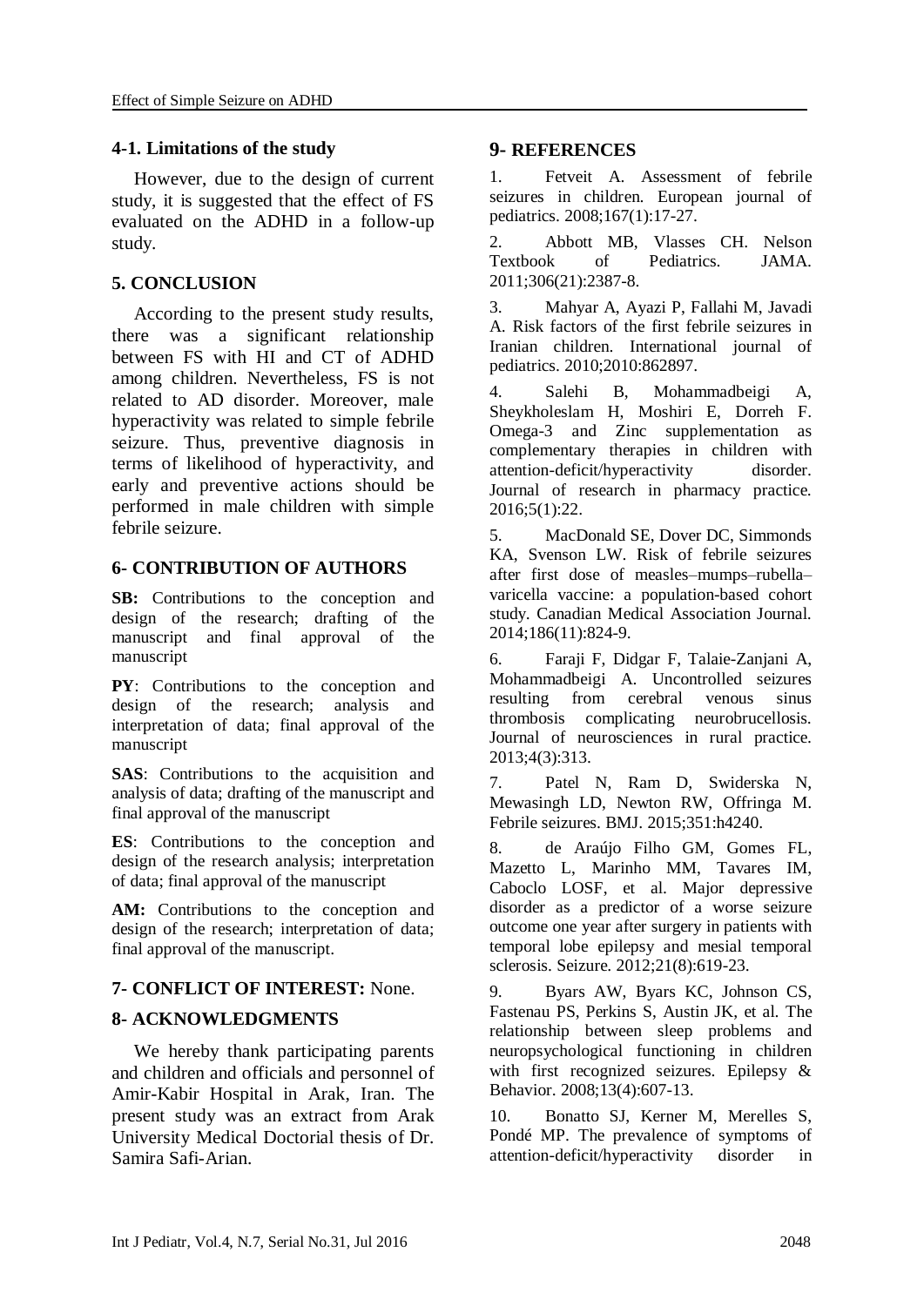### 4-1. Limitations of the study

However, due to the design of current study, it is suggested that the effect of FS evaluated on the ADHD in a follow-up study.

## 5. CONCLUSION

According to the present study results, there was a significant relationship between FS with HI and CT of ADHD among children. Nevertheless, FS is not related to AD disorder. Moreover, male hyperactivity was related to simple febrile seizure. Thus, preventive diagnosis in terms of likelihood of hyperactivity, and early and preventive actions should be performed in male children with simple febrile seizure.

## 6- CONTRIBUTION OF AUTHORS

**SB:** Contributions to the conception and design of the research; drafting of the manuscript and final approval of the manuscript

**PY**: Contributions to the conception and design of the research; analysis and interpretation of data; final approval of the manuscript

**SAS**: Contributions to the acquisition and analysis of data; drafting of the manuscript and final approval of the manuscript

**ES**: Contributions to the conception and design of the research analysis; interpretation of data; final approval of the manuscript

**AM:** Contributions to the conception and design of the research; interpretation of data; final approval of the manuscript.

## 7- CONFLICT OF INTEREST: None.

## 8- ACKNOWLEDGMENTS

We hereby thank participating parents and children and officials and personnel of Amir-Kabir Hospital in Arak, Iran. The present study was an extract from Arak University Medical Doctorial thesis of Dr. Samira Safi-Arian.

## 9- REFERENCES

1. Fetveit A. Assessment of febrile seizures in children. European journal of pediatrics. 2008;167(1):17-27.

2. Abbott MB, Vlasses CH. Nelson Textbook of Pediatrics. JAMA. 2011;306(21):2387-8.

3. Mahyar A, Ayazi P, Fallahi M, Javadi A. Risk factors of the first febrile seizures in Iranian children. International journal of pediatrics. 2010;2010:862897.

4. Salehi B, Mohammadbeigi A, Sheykholeslam H, Moshiri E, Dorreh F. Omega-3 and Zinc supplementation as complementary therapies in children with attention-deficit/hyperactivity disorder. Journal of research in pharmacy practice. 2016;5(1):22.

5. MacDonald SE, Dover DC, Simmonds KA, Svenson LW. Risk of febrile seizures after first dose of measles–mumps–rubella–varicella vaccine: a population-based cohort study. Canadian Medical Association Journal. 2014;186(11):824-9.

6. Faraji F, Didgar F, Talaie-Zanjani A, Mohammadbeigi A. Uncontrolled seizures resulting from cerebral venous sinus thrombosis complicating neurobrucellosis. Journal of neurosciences in rural practice. 2013;4(3):313.

7. Patel N, Ram D, Swiderska N, Mewasingh LD, Newton RW, Offringa M. Febrile seizures. BMJ. 2015;351:h4240.

8. de Araújo Filho GM, Gomes FL, Mazetto L, Marinho MM, Tavares IM, Caboclo LOSF, et al. Major depressive disorder as a predictor of a worse seizure outcome one year after surgery in patients with temporal lobe epilepsy and mesial temporal sclerosis. Seizure. 2012;21(8):619-23.

9. Byars AW, Byars KC, Johnson CS, Fastenau PS, Perkins S, Austin JK, et al. The relationship between sleep problems and neuropsychological functioning in children with first recognized seizures. Epilepsy & Behavior. 2008;13(4):607-13.

10. Bonatto SJ, Kerner M, Merelles S, Pondé MP. The prevalence of symptoms of attention-deficit/hyperactivity disorder in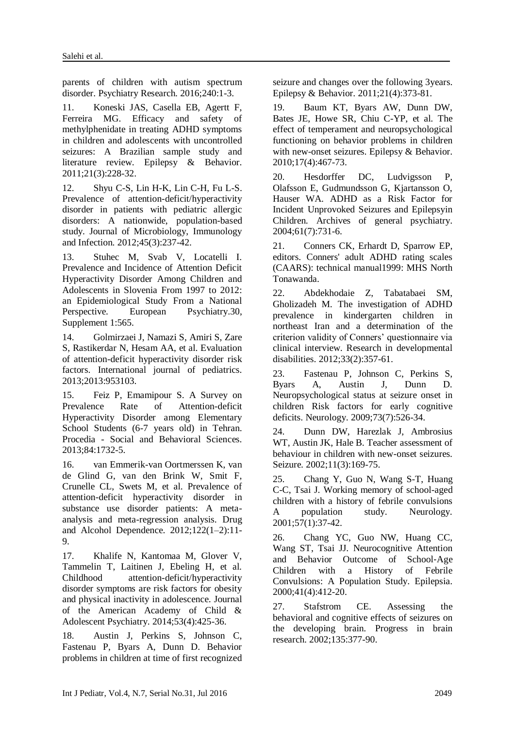parents of children with autism spectrum disorder. Psychiatry Research. 2016;240:1-3.

11. Koneski JAS, Casella EB, Agertt F, Ferreira MG. Efficacy and safety of methylphenidate in treating ADHD symptoms in children and adolescents with uncontrolled seizures: A Brazilian sample study and literature review. Epilepsy & Behavior. 2011;21(3):228-32.

12. Shyu C-S, Lin H-K, Lin C-H, Fu L-S. Prevalence of attention-deficit/hyperactivity disorder in patients with pediatric allergic disorders: A nationwide, population-based study. Journal of Microbiology, Immunology and Infection. 2012;45(3):237-42.

13. Stuhec M, Svab V, Locatelli I. Prevalence and Incidence of Attention Deficit Hyperactivity Disorder Among Children and Adolescents in Slovenia From 1997 to 2012: an Epidemiological Study From a National Perspective. European Psychiatry.30, Supplement 1:565.

14. Golmirzaei J, Namazi S, Amiri S, Zare S, Rastikerdar N, Hesam AA, et al. Evaluation of attention-deficit hyperactivity disorder risk factors. International journal of pediatrics. 2013;2013:953103.

15. Feiz P, Emamipour S. A Survey on Prevalence Rate of Attention-deficit Hyperactivity Disorder among Elementary School Students (6-7 years old) in Tehran. Procedia - Social and Behavioral Sciences. 2013;84:1732-5.

16. van Emmerik-van Oortmerssen K, van de Glind G, van den Brink W, Smit F, Crunelle CL, Swets M, et al. Prevalence of attention-deficit hyperactivity disorder in substance use disorder patients: A meta-analysis and meta-regression analysis. Drug and Alcohol Dependence. 2012;122(1–2):11-9.

17. Khalife N, Kantomaa M, Glover V, Tammelin T, Laitinen J, Ebeling H, et al. Childhood attention-deficit/hyperactivity disorder symptoms are risk factors for obesity and physical inactivity in adolescence. Journal of the American Academy of Child & Adolescent Psychiatry. 2014;53(4):425-36.

18. Austin J, Perkins S, Johnson C, Fastenau P, Byars A, Dunn D. Behavior problems in children at time of first recognized seizure and changes over the following 3years. Epilepsy & Behavior. 2011;21(4):373-81.

19. Baum KT, Byars AW, Dunn DW, Bates JE, Howe SR, Chiu C-YP, et al. The effect of temperament and neuropsychological functioning on behavior problems in children with new-onset seizures. Epilepsy & Behavior. 2010;17(4):467-73.

20. Hesdorffer DC, Ludvigsson P, Olafsson E, Gudmundsson G, Kjartansson O, Hauser WA. ADHD as a Risk Factor for Incident Unprovoked Seizures and Epilepsyin Children. Archives of general psychiatry. 2004;61(7):731-6.

21. Conners CK, Erhardt D, Sparrow EP, editors. Conners' adult ADHD rating scales (CAARS): technical manual1999: MHS North Tonawanda.

22. Abdekhodaie Z, Tabatabaei SM, Gholizadeh M. The investigation of ADHD prevalence in kindergarten children in northeast Iran and a determination of the criterion validity of Conners' questionnaire via clinical interview. Research in developmental disabilities. 2012;33(2):357-61.

23. Fastenau P, Johnson C, Perkins S, Byars A, Austin J, Dunn D. Neuropsychological status at seizure onset in children Risk factors for early cognitive deficits. Neurology. 2009;73(7):526-34.

24. Dunn DW, Harezlak J, Ambrosius WT, Austin JK, Hale B. Teacher assessment of behaviour in children with new-onset seizures. Seizure. 2002;11(3):169-75.

25. Chang Y, Guo N, Wang S-T, Huang C-C, Tsai J. Working memory of school-aged children with a history of febrile convulsions A population study. Neurology. 2001;57(1):37-42.

26. Chang YC, Guo NW, Huang CC, Wang ST, Tsai JJ. Neurocognitive Attention and Behavior Outcome of School-Age Children with a History of Febrile Convulsions: A Population Study. Epilepsia. 2000;41(4):412-20.

27. Stafstrom CE. Assessing the behavioral and cognitive effects of seizures on the developing brain. Progress in brain research. 2002;135:377-90.